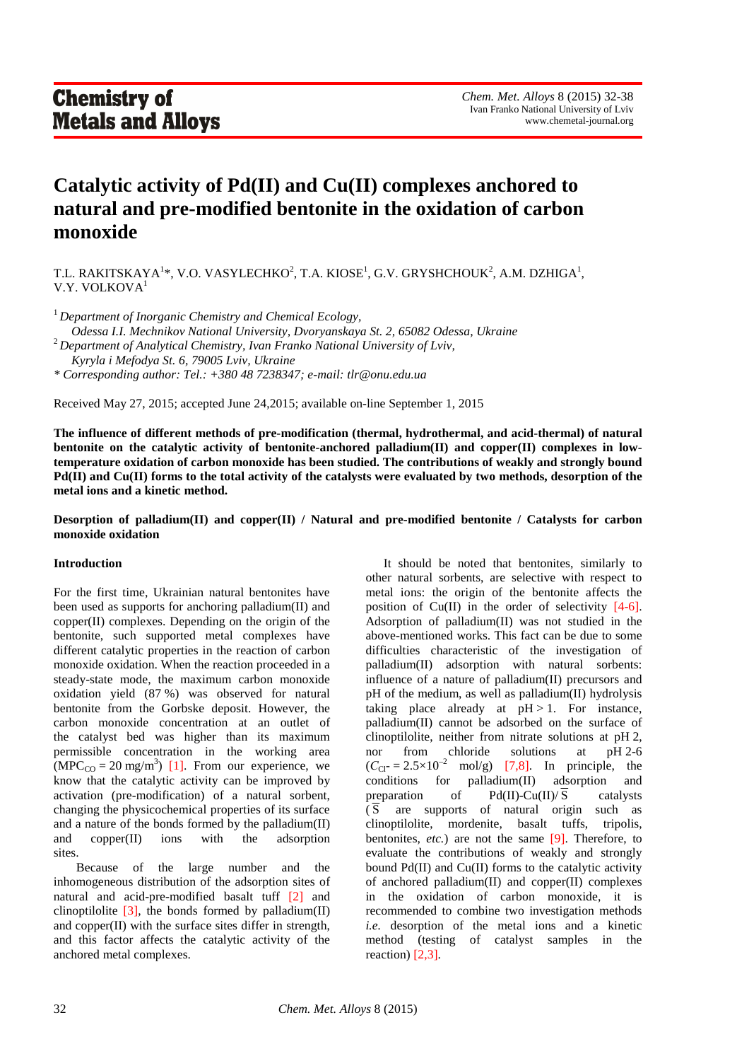# Catalytic activity of Pd(II) and Cu(II) complexes anchored to natural and pre-modified bentonite in the oxidation of carbon monoxide

T.L. RAKITSKAYA[1]*, V.O. VASYLECHKO[2], T.A. KIOSE[1], G.V. GRYSHCHOUK[2], A.M. DZHIGA[1], V.Y. VOLKOVA[1]

[1] *Department of Inorganic Chemistry and Chemical Ecology, Odessa I.I. Mechnikov National University, Dvoryanskaya St. 2, 65082 Odessa, Ukraine*
[2] *Department of Analytical Chemistry, Ivan Franko National University of Lviv, Kyryla i Mefodya St. 6, 79005 Lviv, Ukraine*
\* *Corresponding author: Tel.: +380 48 7238347; e-mail: tlr@onu.edu.ua*

Received May 27, 2015; accepted June 24,2015; available on-line September 1, 2015

**The influence of different methods of pre-modification (thermal, hydrothermal, and acid-thermal) of natural bentonite on the catalytic activity of bentonite-anchored palladium(II) and copper(II) complexes in low-temperature oxidation of carbon monoxide has been studied. The contributions of weakly and strongly bound Pd(II) and Cu(II) forms to the total activity of the catalysts were evaluated by two methods, desorption of the metal ions and a kinetic method.**

**Desorption of palladium(II) and copper(II) / Natural and pre-modified bentonite / Catalysts for carbon monoxide oxidation**

## Introduction

For the first time, Ukrainian natural bentonites have been used as supports for anchoring palladium(II) and copper(II) complexes. Depending on the origin of the bentonite, such supported metal complexes have different catalytic properties in the reaction of carbon monoxide oxidation. When the reaction proceeded in a steady-state mode, the maximum carbon monoxide oxidation yield (87 %) was observed for natural bentonite from the Gorbske deposit. However, the carbon monoxide concentration at an outlet of the catalyst bed was higher than its maximum permissible concentration in the working area ($MPC_{CO} = 20$ mg/m$^3$) [1]. From our experience, we know that the catalytic activity can be improved by activation (pre-modification) of a natural sorbent, changing the physicochemical properties of its surface and a nature of the bonds formed by the palladium(II) and copper(II) ions with the adsorption sites.

Because of the large number and the inhomogeneous distribution of the adsorption sites of natural and acid-pre-modified basalt tuff [2] and clinoptilolite [3], the bonds formed by palladium(II) and copper(II) with the surface sites differ in strength, and this factor affects the catalytic activity of the anchored metal complexes.

It should be noted that bentonites, similarly to other natural sorbents, are selective with respect to metal ions: the origin of the bentonite affects the position of Cu(II) in the order of selectivity [4-6]. Adsorption of palladium(II) was not studied in the above-mentioned works. This fact can be due to some difficulties characteristic of the investigation of palladium(II) adsorption with natural sorbents: influence of a nature of palladium(II) precursors and pH of the medium, as well as palladium(II) hydrolysis taking place already at pH > 1. For instance, palladium(II) cannot be adsorbed on the surface of clinoptilolite, neither from nitrate solutions at pH 2, nor from chloride solutions at pH 2-6 ($C_{Cl^-} = 2.5\times10^{-2}$ mol/g) [7,8]. In principle, the conditions for palladium(II) adsorption and preparation of Pd(II)-Cu(II)/$\overline{S}$ catalysts ($\overline{S}$ are supports of natural origin such as clinoptilolite, mordenite, basalt tuffs, tripolis, bentonites, *etc.*) are not the same [9]. Therefore, to evaluate the contributions of weakly and strongly bound Pd(II) and Cu(II) forms to the catalytic activity of anchored palladium(II) and copper(II) complexes in the oxidation of carbon monoxide, it is recommended to combine two investigation methods *i.e.* desorption of the metal ions and a kinetic method (testing of catalyst samples in the reaction) [2,3].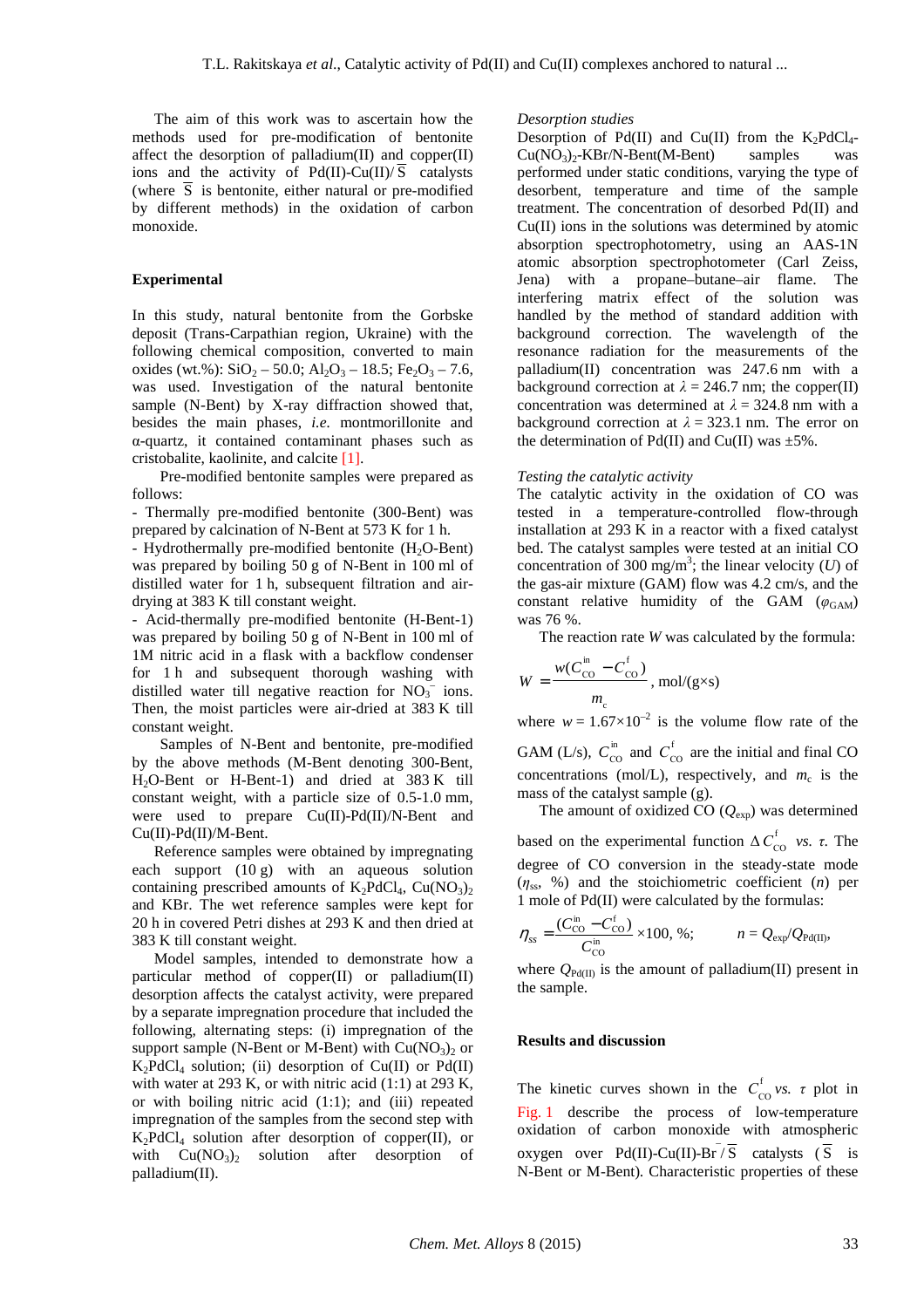The aim of this work was to ascertain how the methods used for pre-modification of bentonite affect the desorption of palladium(II) and copper(II) ions and the activity of Pd(II)-Cu(II)/$\overline{S}$ catalysts (where $\overline{S}$ is bentonite, either natural or pre-modified by different methods) in the oxidation of carbon monoxide.

## Experimental

In this study, natural bentonite from the Gorbske deposit (Trans-Carpathian region, Ukraine) with the following chemical composition, converted to main oxides (wt.%): $SiO_2$ – 50.0; $Al_2O_3$ – 18.5; $Fe_2O_3$ – 7.6, was used. Investigation of the natural bentonite sample (N-Bent) by X-ray diffraction showed that, besides the main phases, *i.e.* montmorillonite and α-quartz, it contained contaminant phases such as cristobalite, kaolinite, and calcite [1].

Pre-modified bentonite samples were prepared as follows:

- Thermally pre-modified bentonite (300-Bent) was prepared by calcination of N-Bent at 573 K for 1 h.
- Hydrothermally pre-modified bentonite ($H_2O$-Bent) was prepared by boiling 50 g of N-Bent in 100 ml of distilled water for 1 h, subsequent filtration and air-drying at 383 K till constant weight.
- Acid-thermally pre-modified bentonite (H-Bent-1) was prepared by boiling 50 g of N-Bent in 100 ml of 1M nitric acid in a flask with a backflow condenser for 1 h and subsequent thorough washing with distilled water till negative reaction for $NO_3^-$ ions. Then, the moist particles were air-dried at 383 K till constant weight.

Samples of N-Bent and bentonite, pre-modified by the above methods (M-Bent denoting 300-Bent, $H_2O$-Bent or H-Bent-1) and dried at 383 K till constant weight, with a particle size of 0.5-1.0 mm, were used to prepare Cu(II)-Pd(II)/N-Bent and Cu(II)-Pd(II)/M-Bent.

Reference samples were obtained by impregnating each support (10 g) with an aqueous solution containing prescribed amounts of $K_2PdCl_4$, $Cu(NO_3)_2$ and KBr. The wet reference samples were kept for 20 h in covered Petri dishes at 293 K and then dried at 383 K till constant weight.

Model samples, intended to demonstrate how a particular method of copper(II) or palladium(II) desorption affects the catalyst activity, were prepared by a separate impregnation procedure that included the following, alternating steps: (i) impregnation of the support sample (N-Bent or M-Bent) with $Cu(NO_3)_2$ or $K_2PdCl_4$ solution; (ii) desorption of Cu(II) or Pd(II) with water at 293 K, or with nitric acid (1:1) at 293 K, or with boiling nitric acid (1:1); and (iii) repeated impregnation of the samples from the second step with $K_2PdCl_4$ solution after desorption of copper(II), or with $Cu(NO_3)_2$ solution after desorption of palladium(II).

### *Desorption studies*

Desorption of Pd(II) and Cu(II) from the $K_2PdCl_4$-$Cu(NO_3)_2$-KBr/N-Bent(M-Bent) samples was performed under static conditions, varying the type of desorbent, temperature and time of the sample treatment. The concentration of desorbed Pd(II) and Cu(II) ions in the solutions was determined by atomic absorption spectrophotometry, using an AAS-1N atomic absorption spectrophotometer (Carl Zeiss, Jena) with a propane–butane–air flame. The interfering matrix effect of the solution was handled by the method of standard addition with background correction. The wavelength of the resonance radiation for the measurements of the palladium(II) concentration was 247.6 nm with a background correction at $\lambda$ = 246.7 nm; the copper(II) concentration was determined at $\lambda$ = 324.8 nm with a background correction at $\lambda$ = 323.1 nm. The error on the determination of Pd(II) and Cu(II) was ±5%.

### *Testing the catalytic activity*

The catalytic activity in the oxidation of CO was tested in a temperature-controlled flow-through installation at 293 K in a reactor with a fixed catalyst bed. The catalyst samples were tested at an initial CO concentration of 300 mg/m$^3$; the linear velocity ($U$) of the gas-air mixture (GAM) flow was 4.2 cm/s, and the constant relative humidity of the GAM ($\varphi_{GAM}$) was 76 %.

The reaction rate $W$ was calculated by the formula:

$$W = \frac{w(C_{CO}^{in} - C_{CO}^{f})}{m_c}, \text{ mol/(g×s)}$$

where $w = 1.67\times10^{-2}$ is the volume flow rate of the GAM (L/s), $C_{CO}^{in}$ and $C_{CO}^{f}$ are the initial and final CO concentrations (mol/L), respectively, and $m_c$ is the mass of the catalyst sample (g).

The amount of oxidized CO ($Q_{exp}$) was determined based on the experimental function $\Delta C_{CO}^{f}$ *vs.* $\tau$. The degree of CO conversion in the steady-state mode ($\eta_{ss}$, %) and the stoichiometric coefficient ($n$) per 1 mole of Pd(II) were calculated by the formulas:

$$\eta_{ss} = \frac{(C_{CO}^{in} - C_{CO}^{f})}{C_{CO}^{in}} \times 100, \text{ \%}; \qquad n = Q_{exp}/Q_{Pd(II)},$$

where $Q_{Pd(II)}$ is the amount of palladium(II) present in the sample.

## Results and discussion

The kinetic curves shown in the $C_{CO}^{f}$ *vs.* $\tau$ plot in Fig. 1 describe the process of low-temperature oxidation of carbon monoxide with atmospheric oxygen over Pd(II)-Cu(II)-$Br^-$/$\overline{S}$ catalysts ($\overline{S}$ is N-Bent or M-Bent). Characteristic properties of these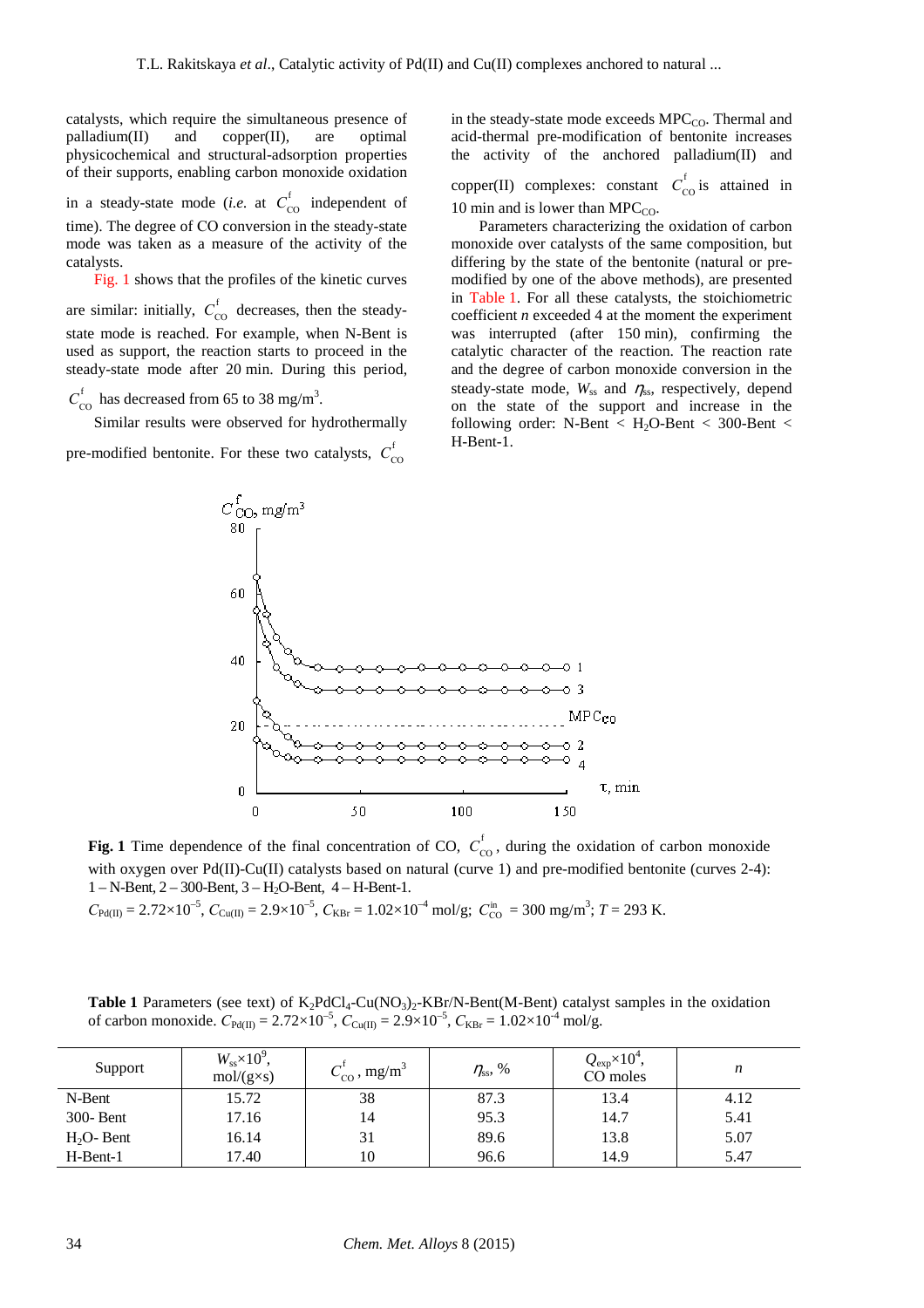catalysts, which require the simultaneous presence of palladium(II) and copper(II), are optimal physicochemical and structural-adsorption properties of their supports, enabling carbon monoxide oxidation in a steady-state mode (*i.e.* at $C^{\mathrm{f}}_{\mathrm{CO}}$ independent of time). The degree of CO conversion in the steady-state mode was taken as a measure of the activity of the catalysts.

Fig. 1 shows that the profiles of the kinetic curves are similar: initially, $C^{\mathrm{f}}_{\mathrm{CO}}$ decreases, then the steady-state mode is reached. For example, when N-Bent is used as support, the reaction starts to proceed in the steady-state mode after 20 min. During this period, $C^{\mathrm{f}}_{\mathrm{CO}}$ has decreased from 65 to 38 mg/m$^3$.

Similar results were observed for hydrothermally pre-modified bentonite. For these two catalysts, $C^{\mathrm{f}}_{\mathrm{CO}}$ in the steady-state mode exceeds $\mathrm{MPC_{CO}}$. Thermal and acid-thermal pre-modification of bentonite increases the activity of the anchored palladium(II) and copper(II) complexes: constant $C^{\mathrm{f}}_{\mathrm{CO}}$ is attained in 10 min and is lower than $\mathrm{MPC_{CO}}$.

Parameters characterizing the oxidation of carbon monoxide over catalysts of the same composition, but differing by the state of the bentonite (natural or pre-modified by one of the above methods), are presented in Table 1. For all these catalysts, the stoichiometric coefficient *n* exceeded 4 at the moment the experiment was interrupted (after 150 min), confirming the catalytic character of the reaction. The reaction rate and the degree of carbon monoxide conversion in the steady-state mode, $W_{\mathrm{ss}}$ and $\eta_{\mathrm{ss}}$, respectively, depend on the state of the support and increase in the following order: N-Bent < $H_2O$-Bent < 300-Bent < H-Bent-1.

**Fig. 1** Time dependence of the final concentration of CO, $C^{\mathrm{f}}_{\mathrm{CO}}$, during the oxidation of carbon monoxide with oxygen over Pd(II)-Cu(II) catalysts based on natural (curve 1) and pre-modified bentonite (curves 2-4): 1 – N-Bent, 2 – 300-Bent, 3 – $H_2O$-Bent, 4 – H-Bent-1.
$C_{\mathrm{Pd(II)}} = 2.72\times10^{-5}$, $C_{\mathrm{Cu(II)}} = 2.9\times10^{-5}$, $C_{\mathrm{KBr}} = 1.02\times10^{-4}$ mol/g; $C^{\mathrm{in}}_{\mathrm{CO}} = 300$ mg/m$^3$; $T = 293$ K.

**Table 1** Parameters (see text) of $K_2PdCl_4$-$Cu(NO_3)_2$-KBr/N-Bent(M-Bent) catalyst samples in the oxidation of carbon monoxide. $C_{\mathrm{Pd(II)}} = 2.72\times10^{-5}$, $C_{\mathrm{Cu(II)}} = 2.9\times10^{-5}$, $C_{\mathrm{KBr}} = 1.02\times10^{-4}$ mol/g.

| Support | $W_{\mathrm{ss}}\times10^9$, mol/(g×s) | $C^{\mathrm{f}}_{\mathrm{CO}}$, mg/m$^3$ | $\eta_{\mathrm{ss}}$, % | $Q_{\mathrm{exp}}\times10^4$, CO moles | *n* |
|---|---|---|---|---|---|
| N-Bent | 15.72 | 38 | 87.3 | 13.4 | 4.12 |
| 300- Bent | 17.16 | 14 | 95.3 | 14.7 | 5.41 |
| $H_2O$- Bent | 16.14 | 31 | 89.6 | 13.8 | 5.07 |
| H-Bent-1 | 17.40 | 10 | 96.6 | 14.9 | 5.47 |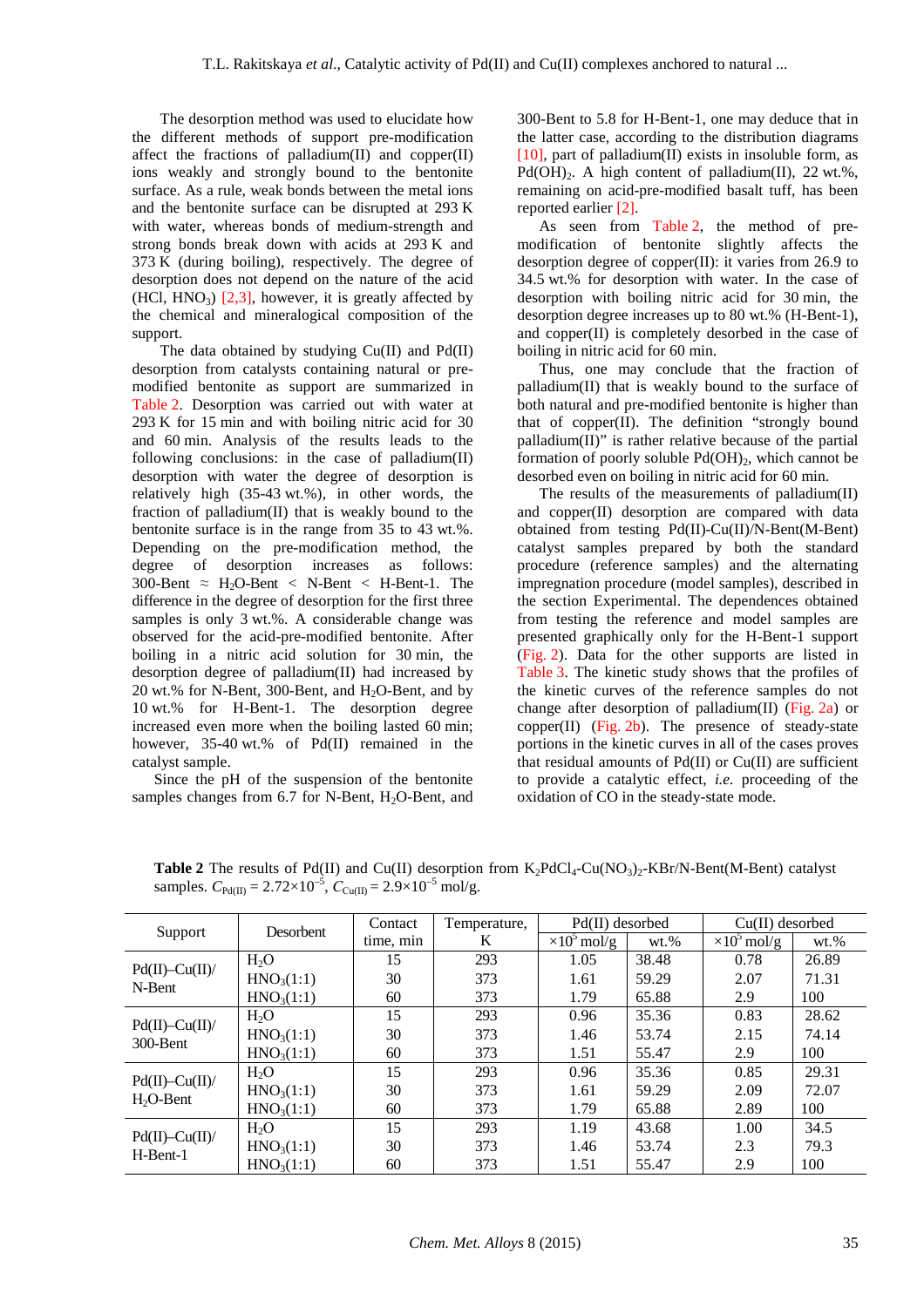The desorption method was used to elucidate how the different methods of support pre-modification affect the fractions of palladium(II) and copper(II) ions weakly and strongly bound to the bentonite surface. As a rule, weak bonds between the metal ions and the bentonite surface can be disrupted at 293 K with water, whereas bonds of medium-strength and strong bonds break down with acids at 293 K and 373 K (during boiling), respectively. The degree of desorption does not depend on the nature of the acid (HCl, $HNO_3$) [2,3], however, it is greatly affected by the chemical and mineralogical composition of the support.

The data obtained by studying Cu(II) and Pd(II) desorption from catalysts containing natural or pre-modified bentonite as support are summarized in Table 2. Desorption was carried out with water at 293 K for 15 min and with boiling nitric acid for 30 and 60 min. Analysis of the results leads to the following conclusions: in the case of palladium(II) desorption with water the degree of desorption is relatively high (35-43 wt.%), in other words, the fraction of palladium(II) that is weakly bound to the bentonite surface is in the range from 35 to 43 wt.%. Depending on the pre-modification method, the degree of desorption increases as follows: 300-Bent ≈ $H_2O$-Bent < N-Bent < H-Bent-1. The difference in the degree of desorption for the first three samples is only 3 wt.%. A considerable change was observed for the acid-pre-modified bentonite. After boiling in a nitric acid solution for 30 min, the desorption degree of palladium(II) had increased by 20 wt.% for N-Bent, 300-Bent, and $H_2O$-Bent, and by 10 wt.% for H-Bent-1. The desorption degree increased even more when the boiling lasted 60 min; however, 35-40 wt.% of Pd(II) remained in the catalyst sample.

Since the pH of the suspension of the bentonite samples changes from 6.7 for N-Bent, $H_2O$-Bent, and 300-Bent to 5.8 for H-Bent-1, one may deduce that in the latter case, according to the distribution diagrams [10], part of palladium(II) exists in insoluble form, as $Pd(OH)_2$. A high content of palladium(II), 22 wt.%, remaining on acid-pre-modified basalt tuff, has been reported earlier [2].

As seen from Table 2, the method of pre-modification of bentonite slightly affects the desorption degree of copper(II): it varies from 26.9 to 34.5 wt.% for desorption with water. In the case of desorption with boiling nitric acid for 30 min, the desorption degree increases up to 80 wt.% (H-Bent-1), and copper(II) is completely desorbed in the case of boiling in nitric acid for 60 min.

Thus, one may conclude that the fraction of palladium(II) that is weakly bound to the surface of both natural and pre-modified bentonite is higher than that of copper(II). The definition "strongly bound palladium(II)" is rather relative because of the partial formation of poorly soluble $Pd(OH)_2$, which cannot be desorbed even on boiling in nitric acid for 60 min.

The results of the measurements of palladium(II) and copper(II) desorption are compared with data obtained from testing Pd(II)-Cu(II)/N-Bent(M-Bent) catalyst samples prepared by both the standard procedure (reference samples) and the alternating impregnation procedure (model samples), described in the section Experimental. The dependences obtained from testing the reference and model samples are presented graphically only for the H-Bent-1 support (Fig. 2). Data for the other supports are listed in Table 3. The kinetic study shows that the profiles of the kinetic curves of the reference samples do not change after desorption of palladium(II) (Fig. 2a) or copper(II) (Fig. 2b). The presence of steady-state portions in the kinetic curves in all of the cases proves that residual amounts of Pd(II) or Cu(II) are sufficient to provide a catalytic effect, *i.e.* proceeding of the oxidation of CO in the steady-state mode.

**Table 2** The results of Pd(II) and Cu(II) desorption from $K_2PdCl_4$-$Cu(NO_3)_2$-KBr/N-Bent(M-Bent) catalyst samples. $C_{Pd(II)} = 2.72\times10^{-5}$, $C_{Cu(II)} = 2.9\times10^{-5}$ mol/g.

| Support | Desorbent | Contact time, min | Temperature, K | Pd(II) desorbed | | Cu(II) desorbed | |
|---|---|---|---|---|---|---|---|
| | | | | $\times10^5$ mol/g | wt.% | $\times10^5$ mol/g | wt.% |
| Pd(II)–Cu(II)/ N-Bent | $H_2O$ | 15 | 293 | 1.05 | 38.48 | 0.78 | 26.89 |
| | $HNO_3$(1:1) | 30 | 373 | 1.61 | 59.29 | 2.07 | 71.31 |
| | $HNO_3$(1:1) | 60 | 373 | 1.79 | 65.88 | 2.9 | 100 |
| Pd(II)–Cu(II)/ 300-Bent | $H_2O$ | 15 | 293 | 0.96 | 35.36 | 0.83 | 28.62 |
| | $HNO_3$(1:1) | 30 | 373 | 1.46 | 53.74 | 2.15 | 74.14 |
| | $HNO_3$(1:1) | 60 | 373 | 1.51 | 55.47 | 2.9 | 100 |
| Pd(II)–Cu(II)/ $H_2O$-Bent | $H_2O$ | 15 | 293 | 0.96 | 35.36 | 0.85 | 29.31 |
| | $HNO_3$(1:1) | 30 | 373 | 1.61 | 59.29 | 2.09 | 72.07 |
| | $HNO_3$(1:1) | 60 | 373 | 1.79 | 65.88 | 2.89 | 100 |
| Pd(II)–Cu(II)/ H-Bent-1 | $H_2O$ | 15 | 293 | 1.19 | 43.68 | 1.00 | 34.5 |
| | $HNO_3$(1:1) | 30 | 373 | 1.46 | 53.74 | 2.3 | 79.3 |
| | $HNO_3$(1:1) | 60 | 373 | 1.51 | 55.47 | 2.9 | 100 |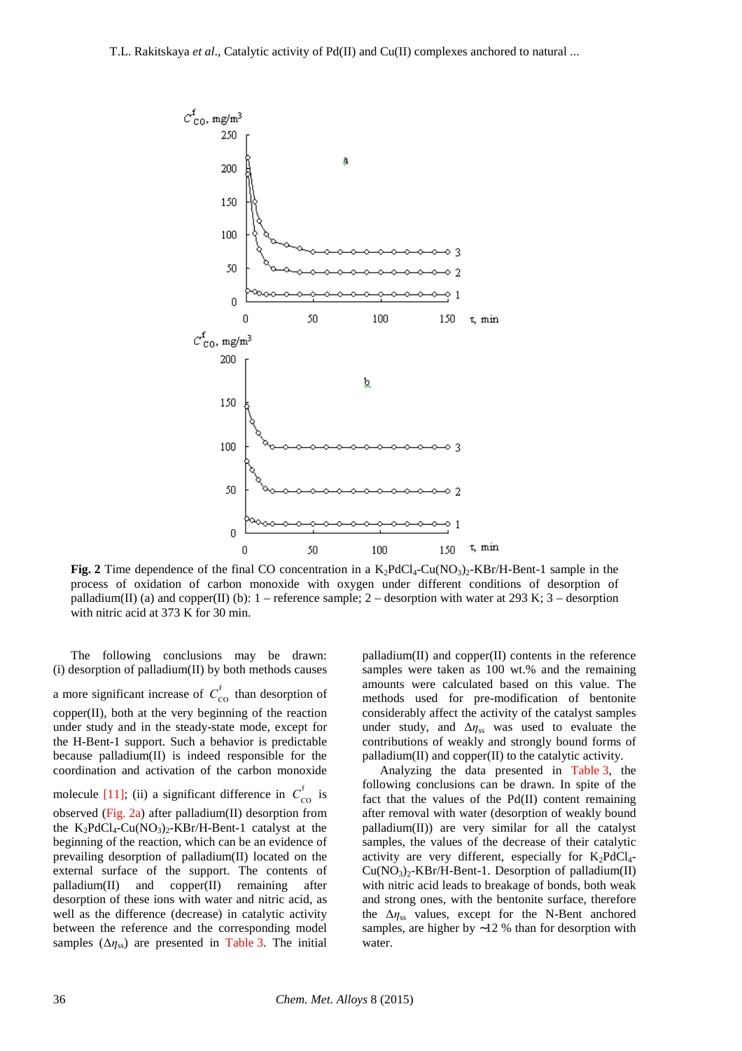**Fig. 2** Time dependence of the final CO concentration in a $K_2PdCl_4$-$Cu(NO_3)_2$-KBr/H-Bent-1 sample in the process of oxidation of carbon monoxide with oxygen under different conditions of desorption of palladium(II) (a) and copper(II) (b): 1 – reference sample; 2 – desorption with water at 293 K; 3 – desorption with nitric acid at 373 K for 30 min.

The following conclusions may be drawn: (i) desorption of palladium(II) by both methods causes a more significant increase of $C^{f}_{CO}$ than desorption of copper(II), both at the very beginning of the reaction under study and in the steady-state mode, except for the H-Bent-1 support. Such a behavior is predictable because palladium(II) is indeed responsible for the coordination and activation of the carbon monoxide molecule [11]; (ii) a significant difference in $C^{f}_{CO}$ is observed (Fig. 2a) after palladium(II) desorption from the $K_2PdCl_4$-$Cu(NO_3)_2$-KBr/H-Bent-1 catalyst at the beginning of the reaction, which can be an evidence of prevailing desorption of palladium(II) located on the external surface of the support. The contents of palladium(II) and copper(II) remaining after desorption of these ions with water and nitric acid, as well as the difference (decrease) in catalytic activity between the reference and the corresponding model samples ($\Delta\eta_{ss}$) are presented in Table 3. The initial palladium(II) and copper(II) contents in the reference samples were taken as 100 wt.% and the remaining amounts were calculated based on this value. The methods used for pre-modification of bentonite considerably affect the activity of the catalyst samples under study, and $\Delta\eta_{ss}$ was used to evaluate the contributions of weakly and strongly bound forms of palladium(II) and copper(II) to the catalytic activity.

Analyzing the data presented in Table 3, the following conclusions can be drawn. In spite of the fact that the values of the Pd(II) content remaining after removal with water (desorption of weakly bound palladium(II)) are very similar for all the catalyst samples, the values of the decrease of their catalytic activity are very different, especially for $K_2PdCl_4$-$Cu(NO_3)_2$-KBr/H-Bent-1. Desorption of palladium(II) with nitric acid leads to breakage of bonds, both weak and strong ones, with the bentonite surface, therefore the $\Delta\eta_{ss}$ values, except for the N-Bent anchored samples, are higher by ~12 % than for desorption with water.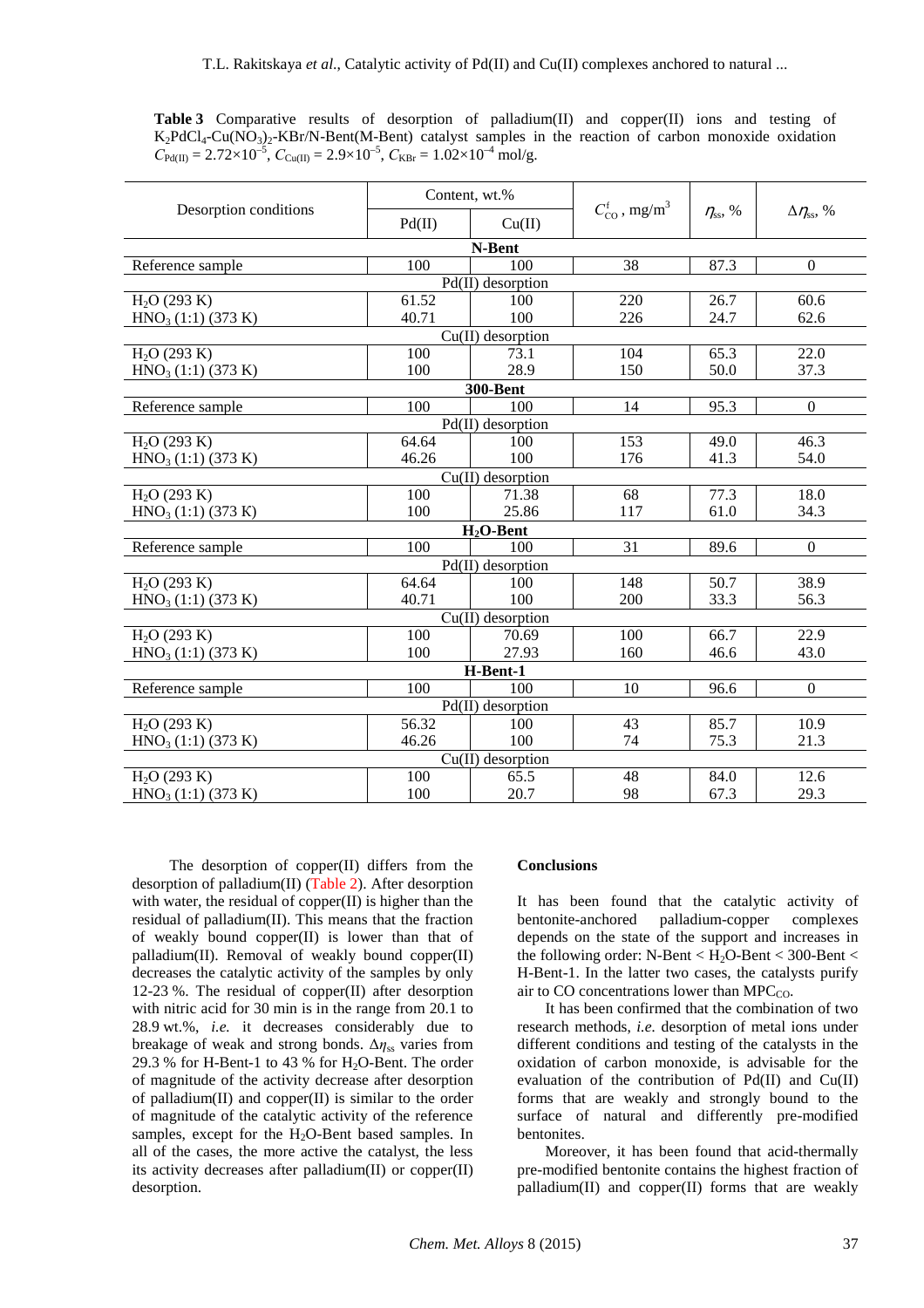**Table 3** Comparative results of desorption of palladium(II) and copper(II) ions and testing of $K_2PdCl_4$-$Cu(NO_3)_2$-KBr/N-Bent(M-Bent) catalyst samples in the reaction of carbon monoxide oxidation $C_{Pd(II)} = 2.72\times10^{-5}$, $C_{Cu(II)} = 2.9\times10^{-5}$, $C_{KBr} = 1.02\times10^{-4}$ mol/g.

| Desorption conditions | Content, wt.% | | $C^{f}_{CO}$, mg/m$^3$ | $\eta_{ss}$, % | $\Delta\eta_{ss}$, % |
|---|---|---|---|---|---|
| | Pd(II) | Cu(II) | | | |
| **N-Bent** | | | | | |
| Reference sample | 100 | 100 | 38 | 87.3 | 0 |
| Pd(II) desorption | | | | | |
| $H_2O$ (293 K) | 61.52 | 100 | 220 | 26.7 | 60.6 |
| $HNO_3$ (1:1) (373 K) | 40.71 | 100 | 226 | 24.7 | 62.6 |
| Cu(II) desorption | | | | | |
| $H_2O$ (293 K) | 100 | 73.1 | 104 | 65.3 | 22.0 |
| $HNO_3$ (1:1) (373 K) | 100 | 28.9 | 150 | 50.0 | 37.3 |
| **300-Bent** | | | | | |
| Reference sample | 100 | 100 | 14 | 95.3 | 0 |
| Pd(II) desorption | | | | | |
| $H_2O$ (293 K) | 64.64 | 100 | 153 | 49.0 | 46.3 |
| $HNO_3$ (1:1) (373 K) | 46.26 | 100 | 176 | 41.3 | 54.0 |
| Cu(II) desorption | | | | | |
| $H_2O$ (293 K) | 100 | 71.38 | 68 | 77.3 | 18.0 |
| $HNO_3$ (1:1) (373 K) | 100 | 25.86 | 117 | 61.0 | 34.3 |
| **$H_2O$-Bent** | | | | | |
| Reference sample | 100 | 100 | 31 | 89.6 | 0 |
| Pd(II) desorption | | | | | |
| $H_2O$ (293 K) | 64.64 | 100 | 148 | 50.7 | 38.9 |
| $HNO_3$ (1:1) (373 K) | 40.71 | 100 | 200 | 33.3 | 56.3 |
| Cu(II) desorption | | | | | |
| $H_2O$ (293 K) | 100 | 70.69 | 100 | 66.7 | 22.9 |
| $HNO_3$ (1:1) (373 K) | 100 | 27.93 | 160 | 46.6 | 43.0 |
| **H-Bent-1** | | | | | |
| Reference sample | 100 | 100 | 10 | 96.6 | 0 |
| Pd(II) desorption | | | | | |
| $H_2O$ (293 K) | 56.32 | 100 | 43 | 85.7 | 10.9 |
| $HNO_3$ (1:1) (373 K) | 46.26 | 100 | 74 | 75.3 | 21.3 |
| Cu(II) desorption | | | | | |
| $H_2O$ (293 K) | 100 | 65.5 | 48 | 84.0 | 12.6 |
| $HNO_3$ (1:1) (373 K) | 100 | 20.7 | 98 | 67.3 | 29.3 |

The desorption of copper(II) differs from the desorption of palladium(II) (Table 2). After desorption with water, the residual of copper(II) is higher than the residual of palladium(II). This means that the fraction of weakly bound copper(II) is lower than that of palladium(II). Removal of weakly bound copper(II) decreases the catalytic activity of the samples by only 12-23 %. The residual of copper(II) after desorption with nitric acid for 30 min is in the range from 20.1 to 28.9 wt.%, *i.e.* it decreases considerably due to breakage of weak and strong bonds. $\Delta\eta_{ss}$ varies from 29.3 % for H-Bent-1 to 43 % for $H_2O$-Bent. The order of magnitude of the activity decrease after desorption of palladium(II) and copper(II) is similar to the order of magnitude of the catalytic activity of the reference samples, except for the $H_2O$-Bent based samples. In all of the cases, the more active the catalyst, the less its activity decreases after palladium(II) or copper(II) desorption.

## Conclusions

It has been found that the catalytic activity of bentonite-anchored palladium-copper complexes depends on the state of the support and increases in the following order: N-Bent < $H_2O$-Bent < 300-Bent < H-Bent-1. In the latter two cases, the catalysts purify air to CO concentrations lower than $MPC_{CO}$.

It has been confirmed that the combination of two research methods, *i.e.* desorption of metal ions under different conditions and testing of the catalysts in the oxidation of carbon monoxide, is advisable for the evaluation of the contribution of Pd(II) and Cu(II) forms that are weakly and strongly bound to the surface of natural and differently pre-modified bentonites.

Moreover, it has been found that acid-thermally pre-modified bentonite contains the highest fraction of palladium(II) and copper(II) forms that are weakly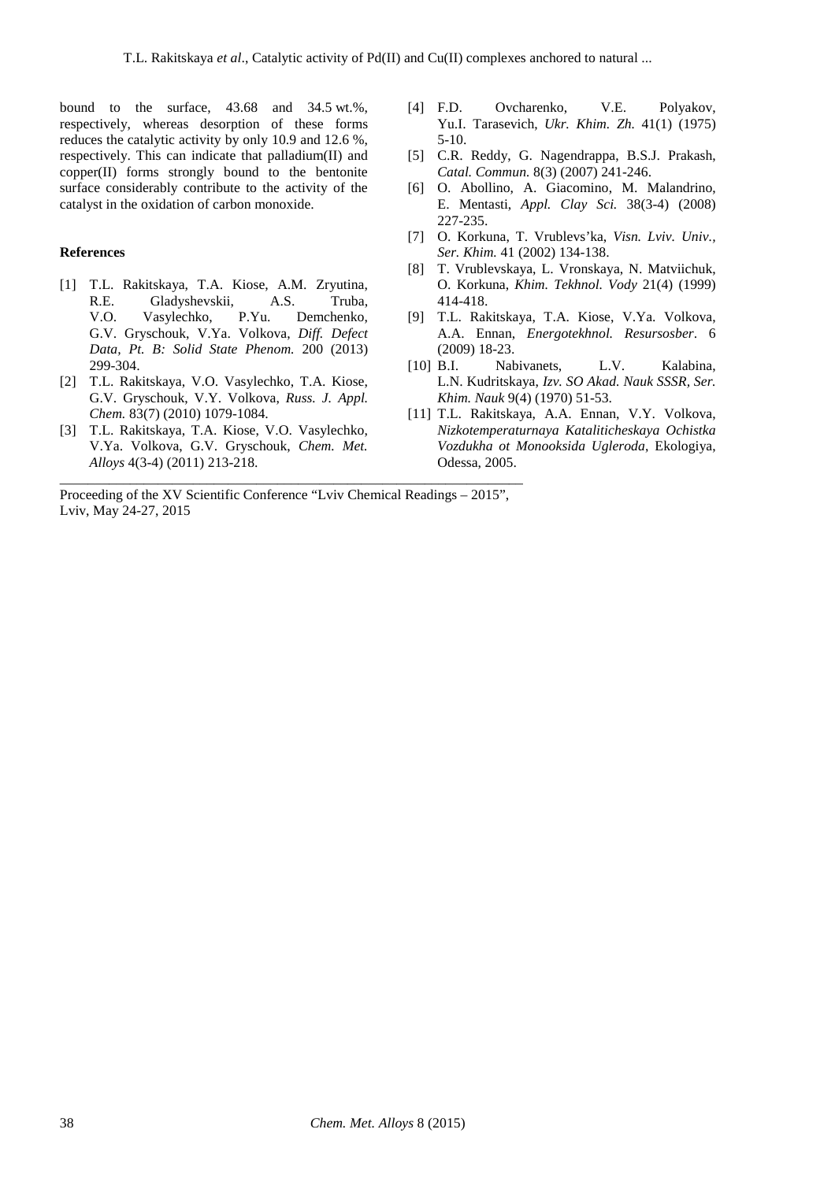bound to the surface, 43.68 and 34.5 wt.%, respectively, whereas desorption of these forms reduces the catalytic activity by only 10.9 and 12.6 %, respectively. This can indicate that palladium(II) and copper(II) forms strongly bound to the bentonite surface considerably contribute to the activity of the catalyst in the oxidation of carbon monoxide.

## References

[1] T.L. Rakitskaya, T.A. Kiose, A.M. Zryutina, R.E. Gladyshevskii, A.S. Truba, V.O. Vasylechko, P.Yu. Demchenko, G.V. Gryschouk, V.Ya. Volkova, *Diff. Defect Data, Pt. B: Solid State Phenom.* 200 (2013) 299-304.

[2] T.L. Rakitskaya, V.O. Vasylechko, T.A. Kiose, G.V. Gryschouk, V.Y. Volkova, *Russ. J. Appl. Chem.* 83(7) (2010) 1079-1084.

[3] T.L. Rakitskaya, T.A. Kiose, V.O. Vasylechko, V.Ya. Volkova, G.V. Gryschouk, *Chem. Met. Alloys* 4(3-4) (2011) 213-218.

[4] F.D. Ovcharenko, V.E. Polyakov, Yu.I. Tarasevich, *Ukr. Khim. Zh.* 41(1) (1975) 5-10.

[5] C.R. Reddy, G. Nagendrappa, B.S.J. Prakash, *Catal. Commun.* 8(3) (2007) 241-246.

[6] O. Abollino, A. Giacomino, M. Malandrino, E. Mentasti, *Appl. Clay Sci.* 38(3-4) (2008) 227-235.

[7] O. Korkuna, T. Vrublevs'ka, *Visn. Lviv. Univ., Ser. Khim.* 41 (2002) 134-138.

[8] T. Vrublevskaya, L. Vronskaya, N. Matviichuk, O. Korkuna, *Khim. Tekhnol. Vody* 21(4) (1999) 414-418.

[9] T.L. Rakitskaya, T.A. Kiose, V.Ya. Volkova, A.A. Ennan, *Energotekhnol. Resursosber.* 6 (2009) 18-23.

[10] B.I. Nabivanets, L.V. Kalabina, L.N. Kudritskaya, *Izv. SO Akad. Nauk SSSR, Ser. Khim. Nauk* 9(4) (1970) 51-53.

[11] T.L. Rakitskaya, A.A. Ennan, V.Y. Volkova, *Nizkotemperaturnaya Kataliticheskaya Ochistka Vozdukha ot Monooksida Ugleroda*, Ekologiya, Odessa, 2005.

---

Proceeding of the XV Scientific Conference "Lviv Chemical Readings – 2015", Lviv, May 24-27, 2015